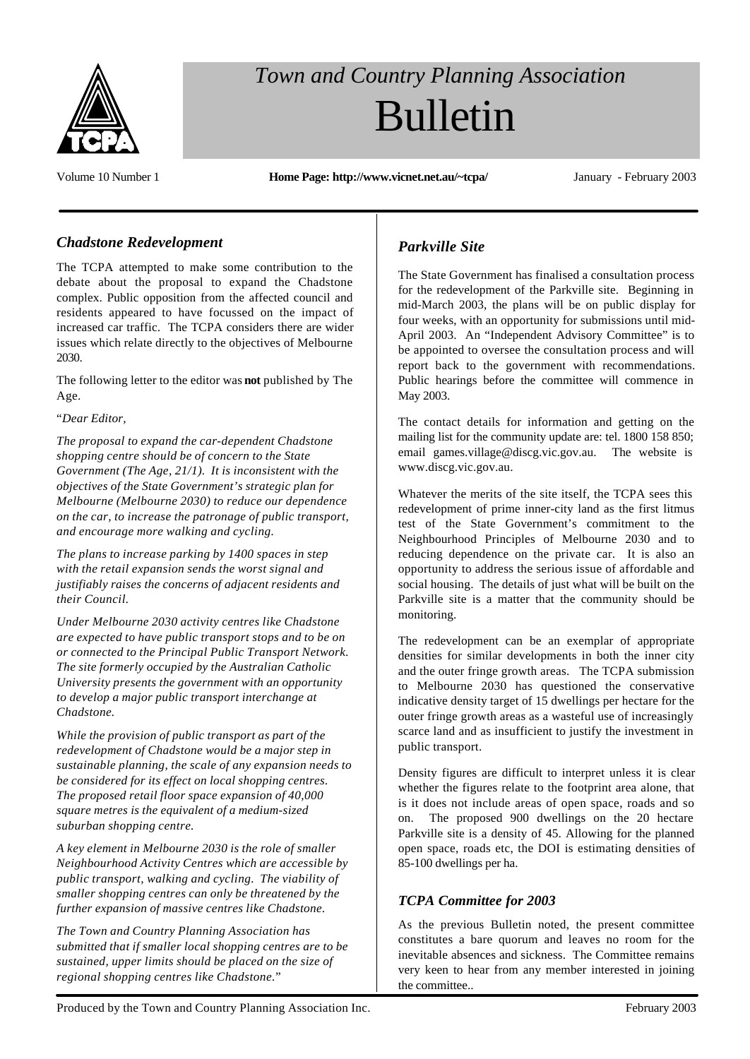# *Town and Country Planning Association*
# Bulletin

Volume 10 Number 1 **Home Page: http://www.vicnet.net.au/~tcpa/** January - February 2003

## *Chadstone Redevelopment*

The TCPA attempted to make some contribution to the debate about the proposal to expand the Chadstone complex. Public opposition from the affected council and residents appeared to have focussed on the impact of increased car traffic. The TCPA considers there are wider issues which relate directly to the objectives of Melbourne 2030.

The following letter to the editor was **not** published by The Age.

"*Dear Editor,*

*The proposal to expand the car-dependent Chadstone shopping centre should be of concern to the State Government (The Age, 21/1). It is inconsistent with the objectives of the State Government's strategic plan for Melbourne (Melbourne 2030) to reduce our dependence on the car, to increase the patronage of public transport, and encourage more walking and cycling.*

*The plans to increase parking by 1400 spaces in step with the retail expansion sends the worst signal and justifiably raises the concerns of adjacent residents and their Council.*

*Under Melbourne 2030 activity centres like Chadstone are expected to have public transport stops and to be on or connected to the Principal Public Transport Network. The site formerly occupied by the Australian Catholic University presents the government with an opportunity to develop a major public transport interchange at Chadstone.*

*While the provision of public transport as part of the redevelopment of Chadstone would be a major step in sustainable planning, the scale of any expansion needs to be considered for its effect on local shopping centres. The proposed retail floor space expansion of 40,000 square metres is the equivalent of a medium-sized suburban shopping centre.*

*A key element in Melbourne 2030 is the role of smaller Neighbourhood Activity Centres which are accessible by public transport, walking and cycling. The viability of smaller shopping centres can only be threatened by the further expansion of massive centres like Chadstone.*

*The Town and Country Planning Association has submitted that if smaller local shopping centres are to be sustained, upper limits should be placed on the size of regional shopping centres like Chadstone.*"

## *Parkville Site*

The State Government has finalised a consultation process for the redevelopment of the Parkville site. Beginning in mid-March 2003, the plans will be on public display for four weeks, with an opportunity for submissions until mid-April 2003. An "Independent Advisory Committee" is to be appointed to oversee the consultation process and will report back to the government with recommendations. Public hearings before the committee will commence in May 2003.

The contact details for information and getting on the mailing list for the community update are: tel. 1800 158 850; email games.village@discg.vic.gov.au. The website is www.discg.vic.gov.au.

Whatever the merits of the site itself, the TCPA sees this redevelopment of prime inner-city land as the first litmus test of the State Government's commitment to the Neighbourhood Principles of Melbourne 2030 and to reducing dependence on the private car. It is also an opportunity to address the serious issue of affordable and social housing. The details of just what will be built on the Parkville site is a matter that the community should be monitoring.

The redevelopment can be an exemplar of appropriate densities for similar developments in both the inner city and the outer fringe growth areas. The TCPA submission to Melbourne 2030 has questioned the conservative indicative density target of 15 dwellings per hectare for the outer fringe growth areas as a wasteful use of increasingly scarce land and as insufficient to justify the investment in public transport.

Density figures are difficult to interpret unless it is clear whether the figures relate to the footprint area alone, that is it does not include areas of open space, roads and so on. The proposed 900 dwellings on the 20 hectare Parkville site is a density of 45. Allowing for the planned open space, roads etc, the DOI is estimating densities of 85-100 dwellings per ha.

## *TCPA Committee for 2003*

As the previous Bulletin noted, the present committee constitutes a bare quorum and leaves no room for the inevitable absences and sickness. The Committee remains very keen to hear from any member interested in joining the committee..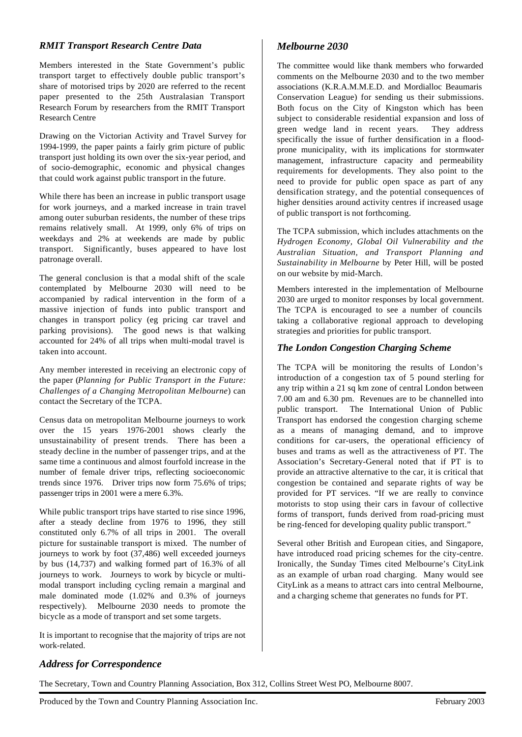### *RMIT Transport Research Centre Data*

Members interested in the State Government's public transport target to effectively double public transport's share of motorised trips by 2020 are referred to the recent paper presented to the 25th Australasian Transport Research Forum by researchers from the RMIT Transport Research Centre

Drawing on the Victorian Activity and Travel Survey for 1994-1999, the paper paints a fairly grim picture of public transport just holding its own over the six-year period, and of socio-demographic, economic and physical changes that could work against public transport in the future.

While there has been an increase in public transport usage for work journeys, and a marked increase in train travel among outer suburban residents, the number of these trips remains relatively small. At 1999, only 6% of trips on weekdays and 2% at weekends are made by public transport. Significantly, buses appeared to have lost patronage overall.

The general conclusion is that a modal shift of the scale contemplated by Melbourne 2030 will need to be accompanied by radical intervention in the form of a massive injection of funds into public transport and changes in transport policy (eg pricing car travel and parking provisions). The good news is that walking accounted for 24% of all trips when multi-modal travel is taken into account.

Any member interested in receiving an electronic copy of the paper (*Planning for Public Transport in the Future: Challenges of a Changing Metropolitan Melbourne*) can contact the Secretary of the TCPA.

Census data on metropolitan Melbourne journeys to work over the 15 years 1976-2001 shows clearly the unsustainability of present trends. There has been a steady decline in the number of passenger trips, and at the same time a continuous and almost fourfold increase in the number of female driver trips, reflecting socioeconomic trends since 1976. Driver trips now form 75.6% of trips; passenger trips in 2001 were a mere 6.3%.

While public transport trips have started to rise since 1996, after a steady decline from 1976 to 1996, they still constituted only 6.7% of all trips in 2001. The overall picture for sustainable transport is mixed. The number of journeys to work by foot (37,486) well exceeded journeys by bus (14,737) and walking formed part of 16.3% of all journeys to work. Journeys to work by bicycle or multi-modal transport including cycling remain a marginal and male dominated mode (1.02% and 0.3% of journeys respectively). Melbourne 2030 needs to promote the bicycle as a mode of transport and set some targets.

It is important to recognise that the majority of trips are not work-related.

### *Melbourne 2030*

The committee would like thank members who forwarded comments on the Melbourne 2030 and to the two member associations (K.R.A.M.M.E.D. and Mordialloc Beaumaris Conservation League) for sending us their submissions. Both focus on the City of Kingston which has been subject to considerable residential expansion and loss of green wedge land in recent years. They address specifically the issue of further densification in a flood-prone municipality, with its implications for stormwater management, infrastructure capacity and permeability requirements for developments. They also point to the need to provide for public open space as part of any densification strategy, and the potential consequences of higher densities around activity centres if increased usage of public transport is not forthcoming.

The TCPA submission, which includes attachments on the *Hydrogen Economy, Global Oil Vulnerability and the Australian Situation, and Transport Planning and Sustainability in Melbourne* by Peter Hill, will be posted on our website by mid-March.

Members interested in the implementation of Melbourne 2030 are urged to monitor responses by local government. The TCPA is encouraged to see a number of councils taking a collaborative regional approach to developing strategies and priorities for public transport.

### *The London Congestion Charging Scheme*

The TCPA will be monitoring the results of London's introduction of a congestion tax of 5 pound sterling for any trip within a 21 sq km zone of central London between 7.00 am and 6.30 pm. Revenues are to be channelled into public transport. The International Union of Public Transport has endorsed the congestion charging scheme as a means of managing demand, and to improve conditions for car-users, the operational efficiency of buses and trams as well as the attractiveness of PT. The Association's Secretary-General noted that if PT is to provide an attractive alternative to the car, it is critical that congestion be contained and separate rights of way be provided for PT services. "If we are really to convince motorists to stop using their cars in favour of collective forms of transport, funds derived from road-pricing must be ring-fenced for developing quality public transport."

Several other British and European cities, and Singapore, have introduced road pricing schemes for the city-centre. Ironically, the Sunday Times cited Melbourne's CityLink as an example of urban road charging. Many would see CityLink as a means to attract cars into central Melbourne, and a charging scheme that generates no funds for PT.

### *Address for Correspondence*

The Secretary, Town and Country Planning Association, Box 312, Collins Street West PO, Melbourne 8007.

Produced by the Town and Country Planning Association Inc. February 2003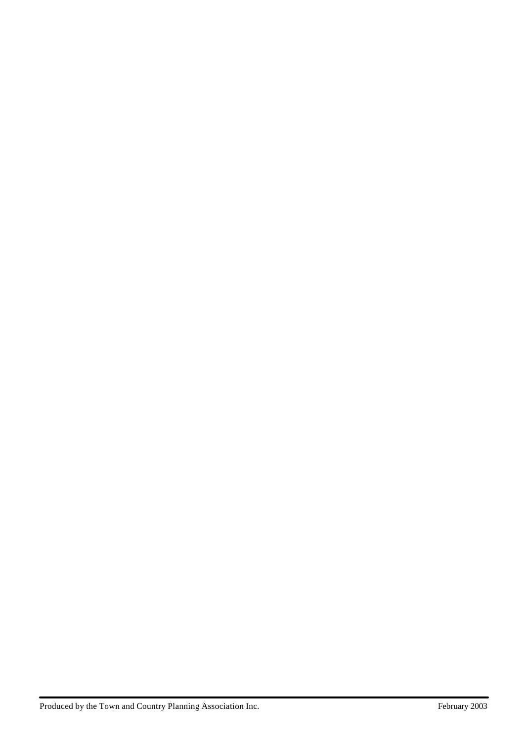Produced by the Town and Country Planning Association Inc. February 2003